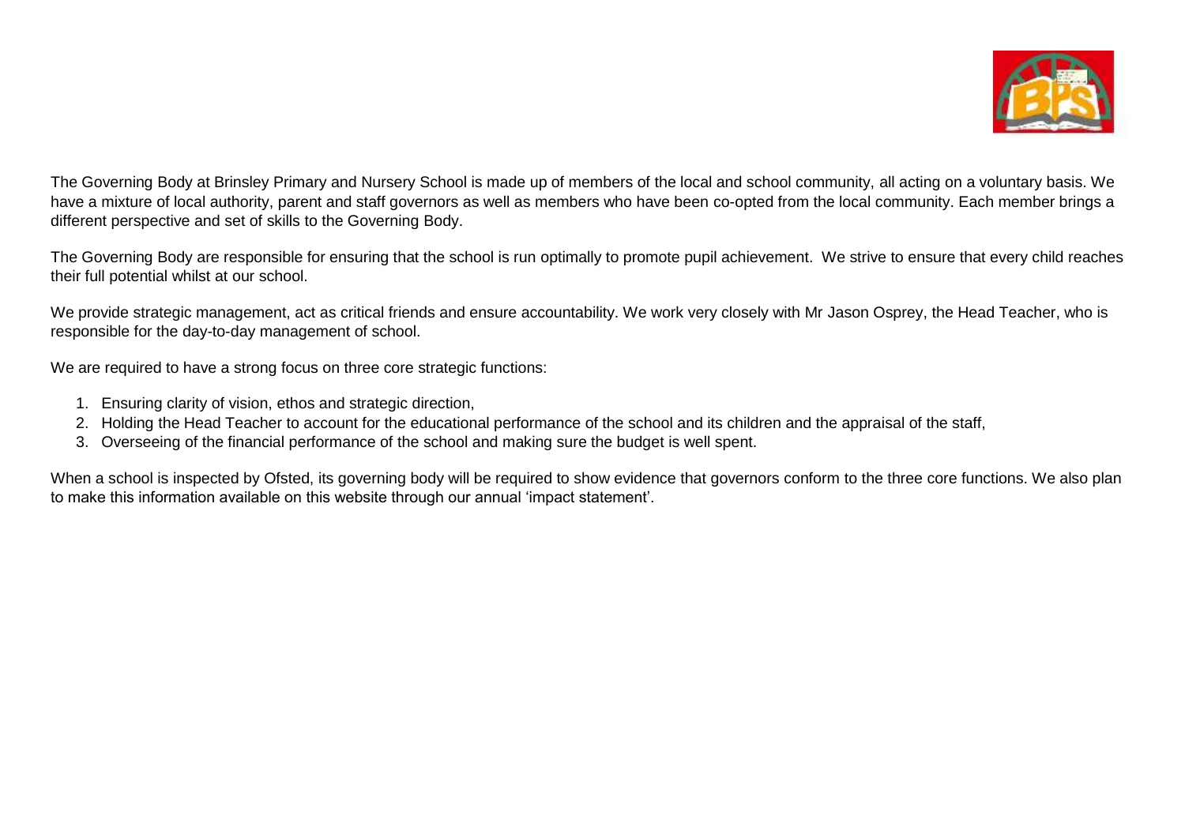The Governing Body at Brinsley Primary and Nursery School is made up of members of the local and school community, all acting on a voluntary basis. We have a mixture of local authority, parent and staff governors as well as members who have been co-opted from the local community. Each member brings a different perspective and set of skills to the Governing Body.

The Governing Body are responsible for ensuring that the school is run optimally to promote pupil achievement. We strive to ensure that every child reaches their full potential whilst at our school.

We provide strategic management, act as critical friends and ensure accountability. We work very closely with Mr Jason Osprey, the Head Teacher, who is responsible for the day-to-day management of school.

We are required to have a strong focus on three core strategic functions:

1. Ensuring clarity of vision, ethos and strategic direction,
2. Holding the Head Teacher to account for the educational performance of the school and its children and the appraisal of the staff,
3. Overseeing of the financial performance of the school and making sure the budget is well spent.

When a school is inspected by Ofsted, its governing body will be required to show evidence that governors conform to the three core functions. We also plan to make this information available on this website through our annual 'impact statement'.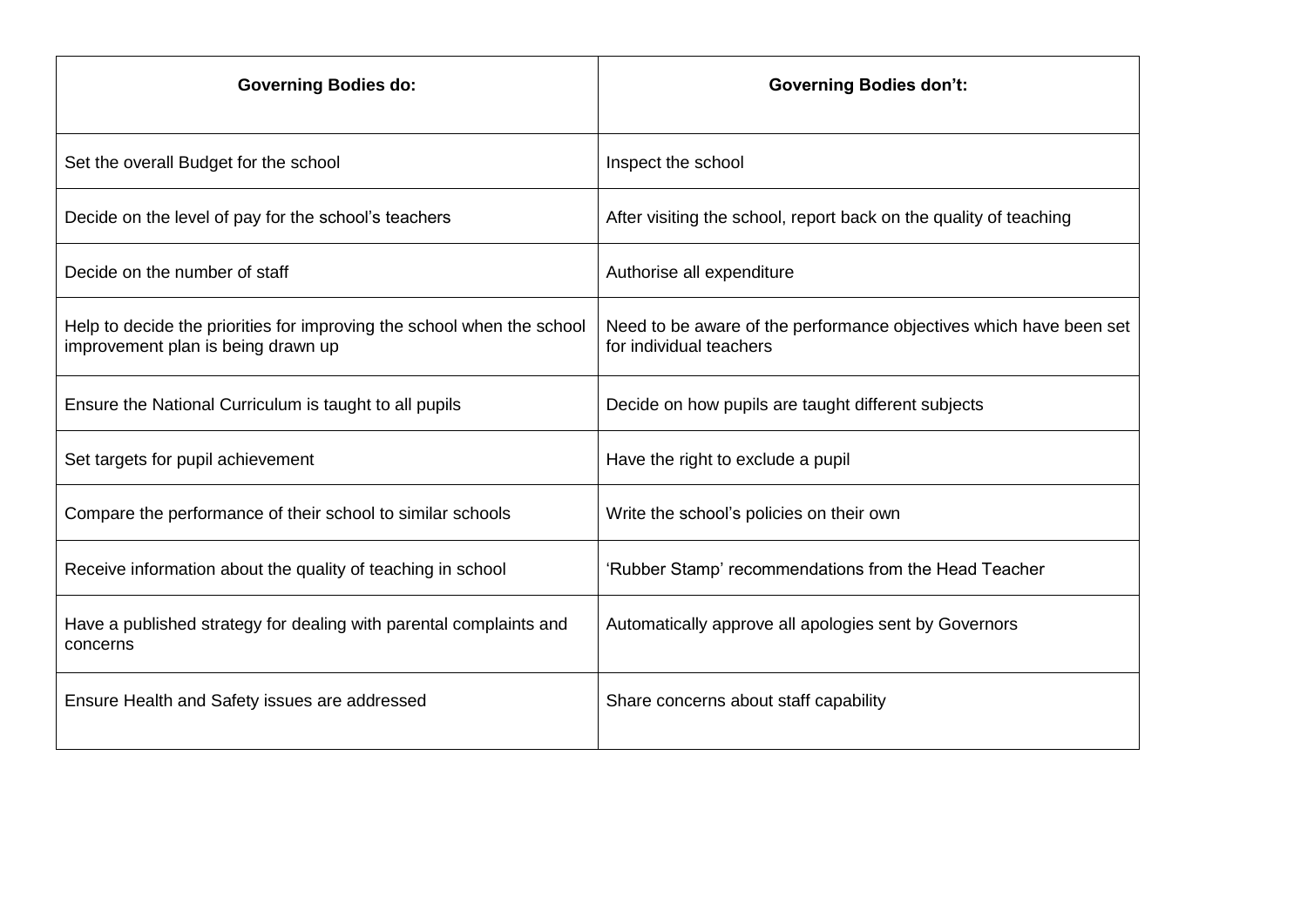| **Governing Bodies do:** | **Governing Bodies don't:** |
|---|---|
| Set the overall Budget for the school | Inspect the school |
| Decide on the level of pay for the school's teachers | After visiting the school, report back on the quality of teaching |
| Decide on the number of staff | Authorise all expenditure |
| Help to decide the priorities for improving the school when the school improvement plan is being drawn up | Need to be aware of the performance objectives which have been set for individual teachers |
| Ensure the National Curriculum is taught to all pupils | Decide on how pupils are taught different subjects |
| Set targets for pupil achievement | Have the right to exclude a pupil |
| Compare the performance of their school to similar schools | Write the school's policies on their own |
| Receive information about the quality of teaching in school | 'Rubber Stamp' recommendations from the Head Teacher |
| Have a published strategy for dealing with parental complaints and concerns | Automatically approve all apologies sent by Governors |
| Ensure Health and Safety issues are addressed | Share concerns about staff capability |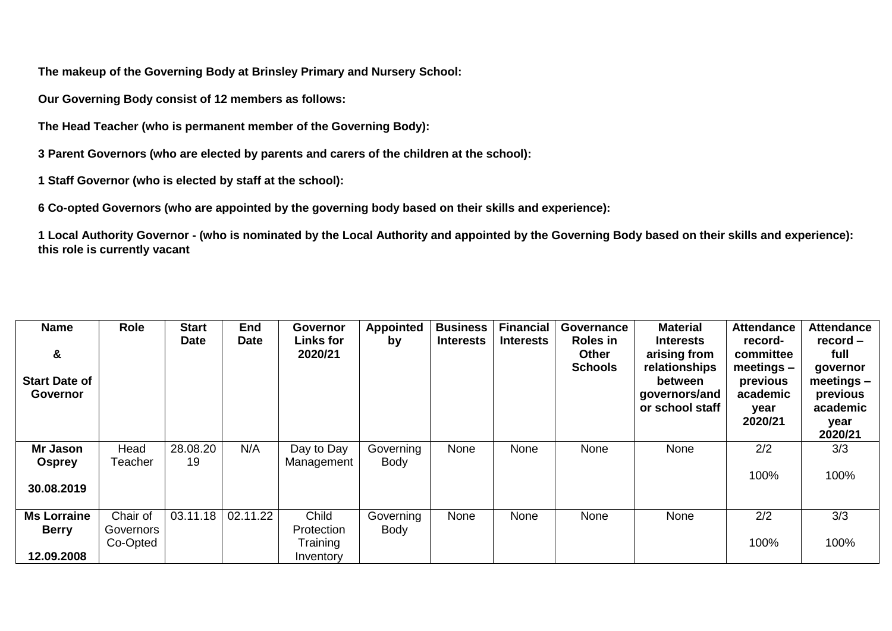**The makeup of the Governing Body at Brinsley Primary and Nursery School:**

**Our Governing Body consist of 12 members as follows:**

**The Head Teacher (who is permanent member of the Governing Body):**

**3 Parent Governors (who are elected by parents and carers of the children at the school):**

**1 Staff Governor (who is elected by staff at the school):**

**6 Co-opted Governors (who are appointed by the governing body based on their skills and experience):**

**1 Local Authority Governor - (who is nominated by the Local Authority and appointed by the Governing Body based on their skills and experience): this role is currently vacant**

| Name & Start Date of Governor | Role | Start Date | End Date | Governor Links for 2020/21 | Appointed by | Business Interests | Financial Interests | Governance Roles in Other Schools | Material Interests arising from relationships between governors/and or school staff | Attendance record- committee meetings – previous academic year 2020/21 | Attendance record – full governor meetings – previous academic year 2020/21 |
|---|---|---|---|---|---|---|---|---|---|---|---|
| **Mr Jason Osprey**<br>**30.08.2019** | Head Teacher | 28.08.2019 | N/A | Day to Day Management | Governing Body | None | None | None | None | 2/2<br>100% | 3/3<br>100% |
| **Ms Lorraine Berry**<br>**12.09.2008** | Chair of Governors Co-Opted | 03.11.18 | 02.11.22 | Child Protection Training Inventory | Governing Body | None | None | None | None | 2/2<br>100% | 3/3<br>100% |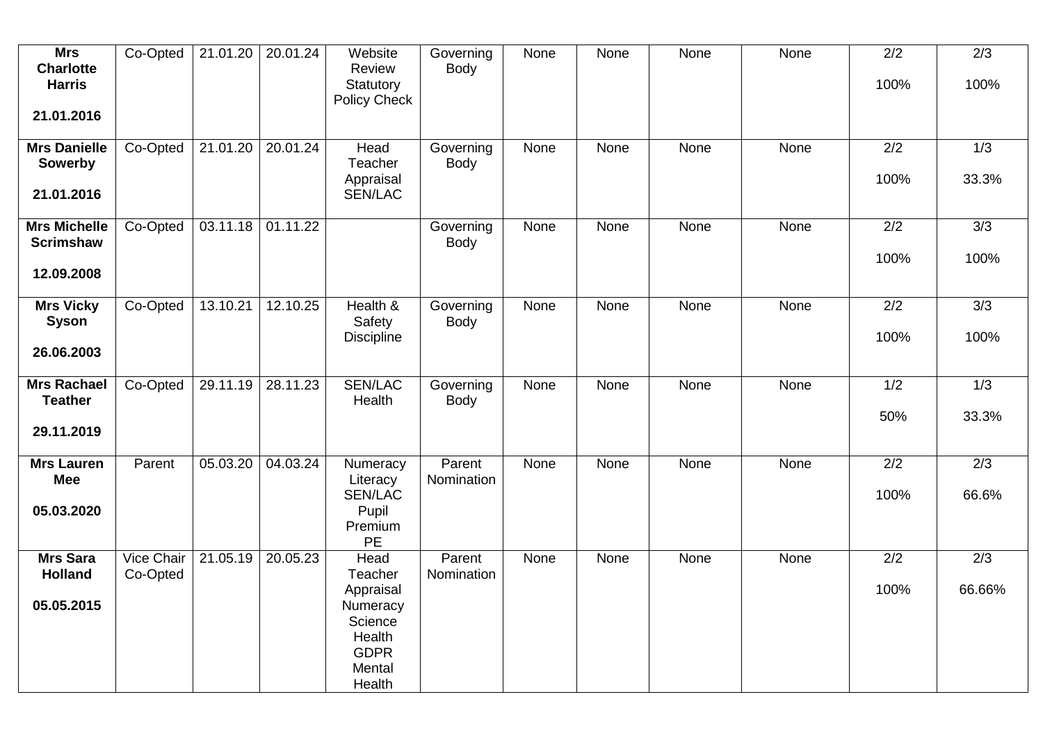| | | | | | | | | | | | |
|---|---|---|---|---|---|---|---|---|---|---|---|
| **Mrs Charlotte Harris**<br><br>**21.01.2016** | Co-Opted | 21.01.20 | 20.01.24 | Website Review Statutory Policy Check | Governing Body | None | None | None | None | 2/2<br><br>100% | 2/3<br><br>100% |
| **Mrs Danielle Sowerby**<br><br>**21.01.2016** | Co-Opted | 21.01.20 | 20.01.24 | Head Teacher Appraisal SEN/LAC | Governing Body | None | None | None | None | 2/2<br><br>100% | 1/3<br><br>33.3% |
| **Mrs Michelle Scrimshaw**<br><br>**12.09.2008** | Co-Opted | 03.11.18 | 01.11.22 | | Governing Body | None | None | None | None | 2/2<br><br>100% | 3/3<br><br>100% |
| **Mrs Vicky Syson**<br><br>**26.06.2003** | Co-Opted | 13.10.21 | 12.10.25 | Health & Safety Discipline | Governing Body | None | None | None | None | 2/2<br><br>100% | 3/3<br><br>100% |
| **Mrs Rachael Teather**<br><br>**29.11.2019** | Co-Opted | 29.11.19 | 28.11.23 | SEN/LAC Health | Governing Body | None | None | None | None | 1/2<br><br>50% | 1/3<br><br>33.3% |
| **Mrs Lauren Mee**<br><br>**05.03.2020** | Parent | 05.03.20 | 04.03.24 | Numeracy Literacy SEN/LAC Pupil Premium PE | Parent Nomination | None | None | None | None | 2/2<br><br>100% | 2/3<br><br>66.6% |
| **Mrs Sara Holland**<br><br>**05.05.2015** | Vice Chair Co-Opted | 21.05.19 | 20.05.23 | Head Teacher Appraisal Numeracy Science Health GDPR Mental Health | Parent Nomination | None | None | None | None | 2/2<br><br>100% | 2/3<br><br>66.66% |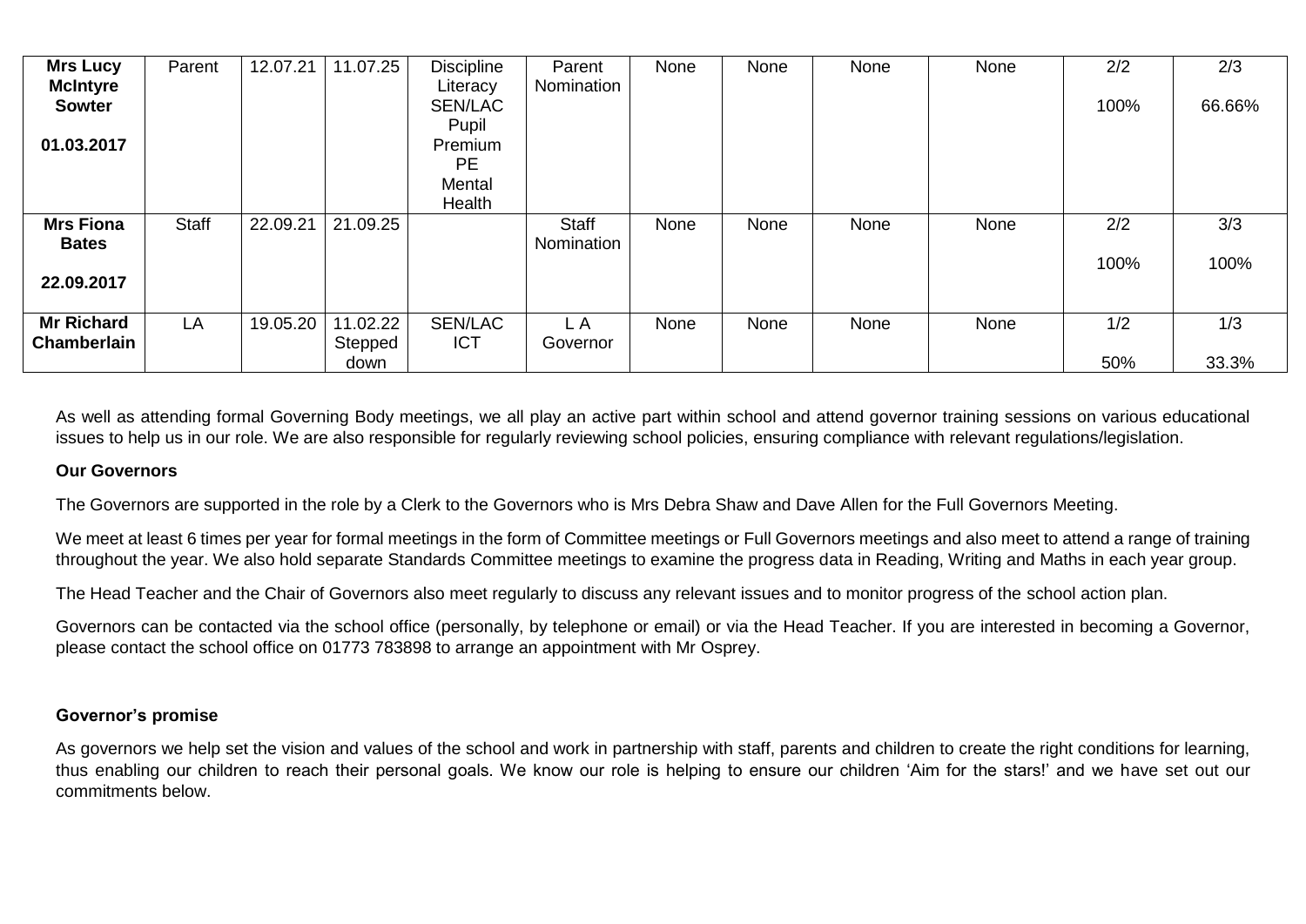| | | | | | | | | | | | |
|---|---|---|---|---|---|---|---|---|---|---|---|
| **Mrs Lucy McIntyre Sowter**<br><br>**01.03.2017** | Parent | 12.07.21 | 11.07.25 | Discipline Literacy SEN/LAC Pupil Premium PE Mental Health | Parent Nomination | None | None | None | None | 2/2<br><br>100% | 2/3<br><br>66.66% |
| **Mrs Fiona Bates**<br><br>**22.09.2017** | Staff | 22.09.21 | 21.09.25 | | Staff Nomination | None | None | None | None | 2/2<br><br>100% | 3/3<br><br>100% |
| **Mr Richard Chamberlain** | LA | 19.05.20 | 11.02.22 Stepped down | SEN/LAC ICT | L A Governor | None | None | None | None | 1/2<br><br>50% | 1/3<br><br>33.3% |

As well as attending formal Governing Body meetings, we all play an active part within school and attend governor training sessions on various educational issues to help us in our role. We are also responsible for regularly reviewing school policies, ensuring compliance with relevant regulations/legislation.

**Our Governors**

The Governors are supported in the role by a Clerk to the Governors who is Mrs Debra Shaw and Dave Allen for the Full Governors Meeting.

We meet at least 6 times per year for formal meetings in the form of Committee meetings or Full Governors meetings and also meet to attend a range of training throughout the year. We also hold separate Standards Committee meetings to examine the progress data in Reading, Writing and Maths in each year group.

The Head Teacher and the Chair of Governors also meet regularly to discuss any relevant issues and to monitor progress of the school action plan.

Governors can be contacted via the school office (personally, by telephone or email) or via the Head Teacher. If you are interested in becoming a Governor, please contact the school office on 01773 783898 to arrange an appointment with Mr Osprey.

**Governor's promise**

As governors we help set the vision and values of the school and work in partnership with staff, parents and children to create the right conditions for learning, thus enabling our children to reach their personal goals. We know our role is helping to ensure our children 'Aim for the stars!' and we have set out our commitments below.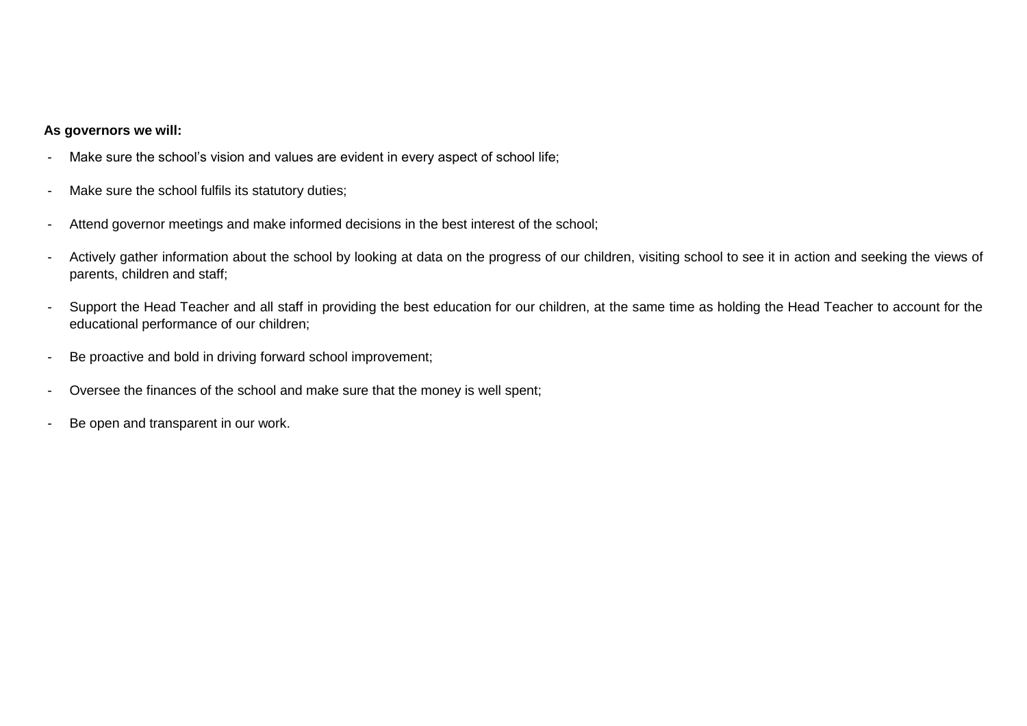**As governors we will:**

- Make sure the school's vision and values are evident in every aspect of school life;
- Make sure the school fulfils its statutory duties;
- Attend governor meetings and make informed decisions in the best interest of the school;
- Actively gather information about the school by looking at data on the progress of our children, visiting school to see it in action and seeking the views of parents, children and staff;
- Support the Head Teacher and all staff in providing the best education for our children, at the same time as holding the Head Teacher to account for the educational performance of our children;
- Be proactive and bold in driving forward school improvement;
- Oversee the finances of the school and make sure that the money is well spent;
- Be open and transparent in our work.